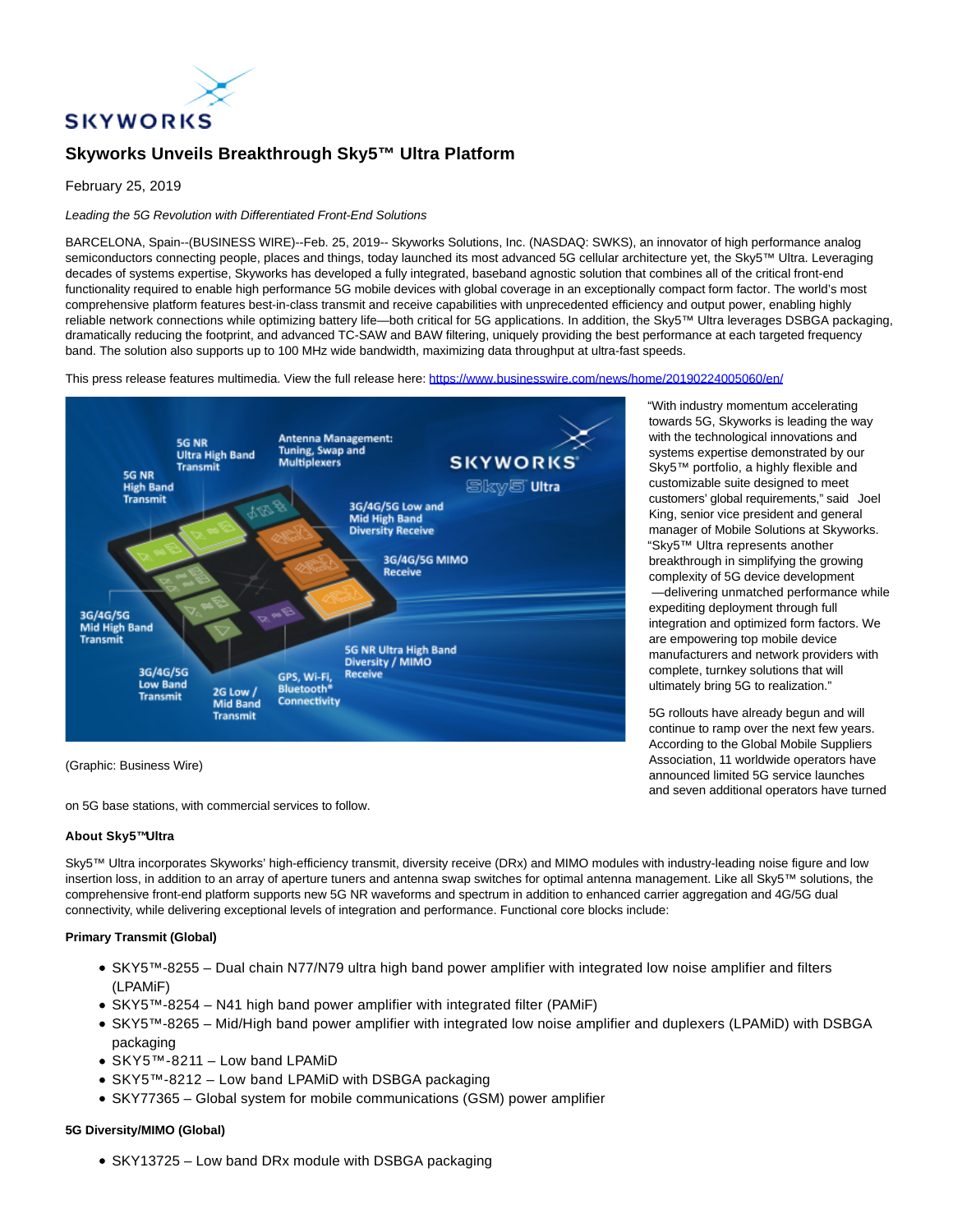# Skyworks Unveils Breakthrough Sky5™ Ultra Platform

February 25, 2019

*Leading the 5G Revolution with Differentiated Front-End Solutions*

BARCELONA, Spain--(BUSINESS WIRE)--Feb. 25, 2019-- Skyworks Solutions, Inc. (NASDAQ: SWKS), an innovator of high performance analog semiconductors connecting people, places and things, today launched its most advanced 5G cellular architecture yet, the Sky5™ Ultra. Leveraging decades of systems expertise, Skyworks has developed a fully integrated, baseband agnostic solution that combines all of the critical front-end functionality required to enable high performance 5G mobile devices with global coverage in an exceptionally compact form factor. The world's most comprehensive platform features best-in-class transmit and receive capabilities with unprecedented efficiency and output power, enabling highly reliable network connections while optimizing battery life—both critical for 5G applications. In addition, the Sky5™ Ultra leverages DSBGA packaging, dramatically reducing the footprint, and advanced TC-SAW and BAW filtering, uniquely providing the best performance at each targeted frequency band. The solution also supports up to 100 MHz wide bandwidth, maximizing data throughput at ultra-fast speeds.

This press release features multimedia. View the full release here: https://www.businesswire.com/news/home/20190224005060/en/

(Graphic: Business Wire)

"With industry momentum accelerating towards 5G, Skyworks is leading the way with the technological innovations and systems expertise demonstrated by our Sky5™ portfolio, a highly flexible and customizable suite designed to meet customers' global requirements," said Joel King, senior vice president and general manager of Mobile Solutions at Skyworks. "Sky5™ Ultra represents another breakthrough in simplifying the growing complexity of 5G device development —delivering unmatched performance while expediting deployment through full integration and optimized form factors. We are empowering top mobile device manufacturers and network providers with complete, turnkey solutions that will ultimately bring 5G to realization."

5G rollouts have already begun and will continue to ramp over the next few years. According to the Global Mobile Suppliers Association, 11 worldwide operators have announced limited 5G service launches and seven additional operators have turned on 5G base stations, with commercial services to follow.

**About Sky5™ Ultra**

Sky5™ Ultra incorporates Skyworks' high-efficiency transmit, diversity receive (DRx) and MIMO modules with industry-leading noise figure and low insertion loss, in addition to an array of aperture tuners and antenna swap switches for optimal antenna management. Like all Sky5™ solutions, the comprehensive front-end platform supports new 5G NR waveforms and spectrum in addition to enhanced carrier aggregation and 4G/5G dual connectivity, while delivering exceptional levels of integration and performance. Functional core blocks include:

**Primary Transmit (Global)**

- SKY5™-8255 – Dual chain N77/N79 ultra high band power amplifier with integrated low noise amplifier and filters (LPAMiF)
- SKY5™-8254 – N41 high band power amplifier with integrated filter (PAMiF)
- SKY5™-8265 – Mid/High band power amplifier with integrated low noise amplifier and duplexers (LPAMiD) with DSBGA packaging
- SKY5™-8211 – Low band LPAMiD
- SKY5™-8212 – Low band LPAMiD with DSBGA packaging
- SKY77365 – Global system for mobile communications (GSM) power amplifier

**5G Diversity/MIMO (Global)**

- SKY13725 – Low band DRx module with DSBGA packaging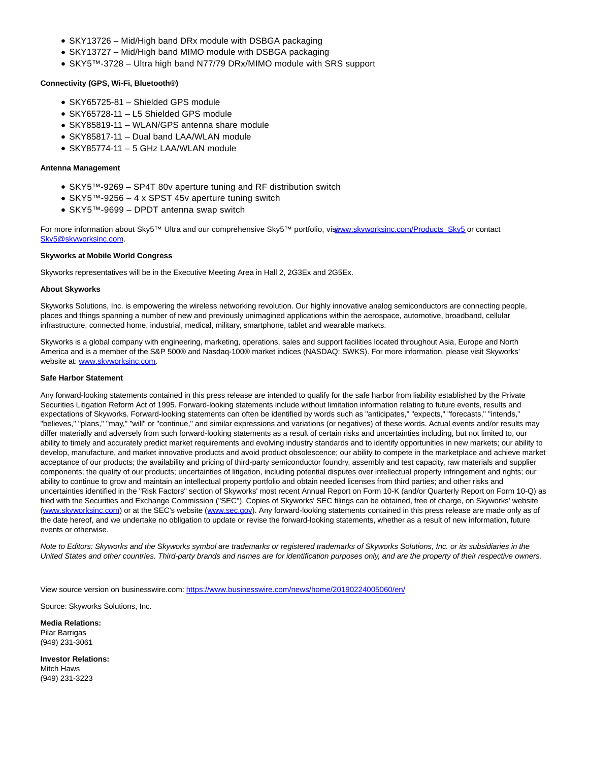- SKY13726 – Mid/High band DRx module with DSBGA packaging
- SKY13727 – Mid/High band MIMO module with DSBGA packaging
- SKY5™-3728 – Ultra high band N77/79 DRx/MIMO module with SRS support

**Connectivity (GPS, Wi-Fi, Bluetooth®)**

- SKY65725-81 – Shielded GPS module
- SKY65728-11 – L5 Shielded GPS module
- SKY85819-11 – WLAN/GPS antenna share module
- SKY85817-11 – Dual band LAA/WLAN module
- SKY85774-11 – 5 GHz LAA/WLAN module

**Antenna Management**

- SKY5™-9269 – SP4T 80v aperture tuning and RF distribution switch
- SKY5™-9256 – 4 x SPST 45v aperture tuning switch
- SKY5™-9699 – DPDT antenna swap switch

For more information about Sky5™ Ultra and our comprehensive Sky5™ portfolio, visit www.skyworksinc.com/Products_Sky5 or contact Sky5@skyworksinc.com.

**Skyworks at Mobile World Congress**

Skyworks representatives will be in the Executive Meeting Area in Hall 2, 2G3Ex and 2G5Ex.

**About Skyworks**

Skyworks Solutions, Inc. is empowering the wireless networking revolution. Our highly innovative analog semiconductors are connecting people, places and things spanning a number of new and previously unimagined applications within the aerospace, automotive, broadband, cellular infrastructure, connected home, industrial, medical, military, smartphone, tablet and wearable markets.

Skyworks is a global company with engineering, marketing, operations, sales and support facilities located throughout Asia, Europe and North America and is a member of the S&P 500® and Nasdaq-100® market indices (NASDAQ: SWKS). For more information, please visit Skyworks' website at: www.skyworksinc.com.

**Safe Harbor Statement**

Any forward-looking statements contained in this press release are intended to qualify for the safe harbor from liability established by the Private Securities Litigation Reform Act of 1995. Forward-looking statements include without limitation information relating to future events, results and expectations of Skyworks. Forward-looking statements can often be identified by words such as "anticipates," "expects," "forecasts," "intends," "believes," "plans," "may," "will" or "continue," and similar expressions and variations (or negatives) of these words. Actual events and/or results may differ materially and adversely from such forward-looking statements as a result of certain risks and uncertainties including, but not limited to, our ability to timely and accurately predict market requirements and evolving industry standards and to identify opportunities in new markets; our ability to develop, manufacture, and market innovative products and avoid product obsolescence; our ability to compete in the marketplace and achieve market acceptance of our products; the availability and pricing of third-party semiconductor foundry, assembly and test capacity, raw materials and supplier components; the quality of our products; uncertainties of litigation, including potential disputes over intellectual property infringement and rights; our ability to continue to grow and maintain an intellectual property portfolio and obtain needed licenses from third parties; and other risks and uncertainties identified in the "Risk Factors" section of Skyworks' most recent Annual Report on Form 10-K (and/or Quarterly Report on Form 10-Q) as filed with the Securities and Exchange Commission ("SEC"). Copies of Skyworks' SEC filings can be obtained, free of charge, on Skyworks' website (www.skyworksinc.com) or at the SEC's website (www.sec.gov). Any forward-looking statements contained in this press release are made only as of the date hereof, and we undertake no obligation to update or revise the forward-looking statements, whether as a result of new information, future events or otherwise.

*Note to Editors: Skyworks and the Skyworks symbol are trademarks or registered trademarks of Skyworks Solutions, Inc. or its subsidiaries in the United States and other countries. Third-party brands and names are for identification purposes only, and are the property of their respective owners.*

View source version on businesswire.com: https://www.businesswire.com/news/home/20190224005060/en/

Source: Skyworks Solutions, Inc.

**Media Relations:**
Pilar Barrigas
(949) 231-3061

**Investor Relations:**
Mitch Haws
(949) 231-3223